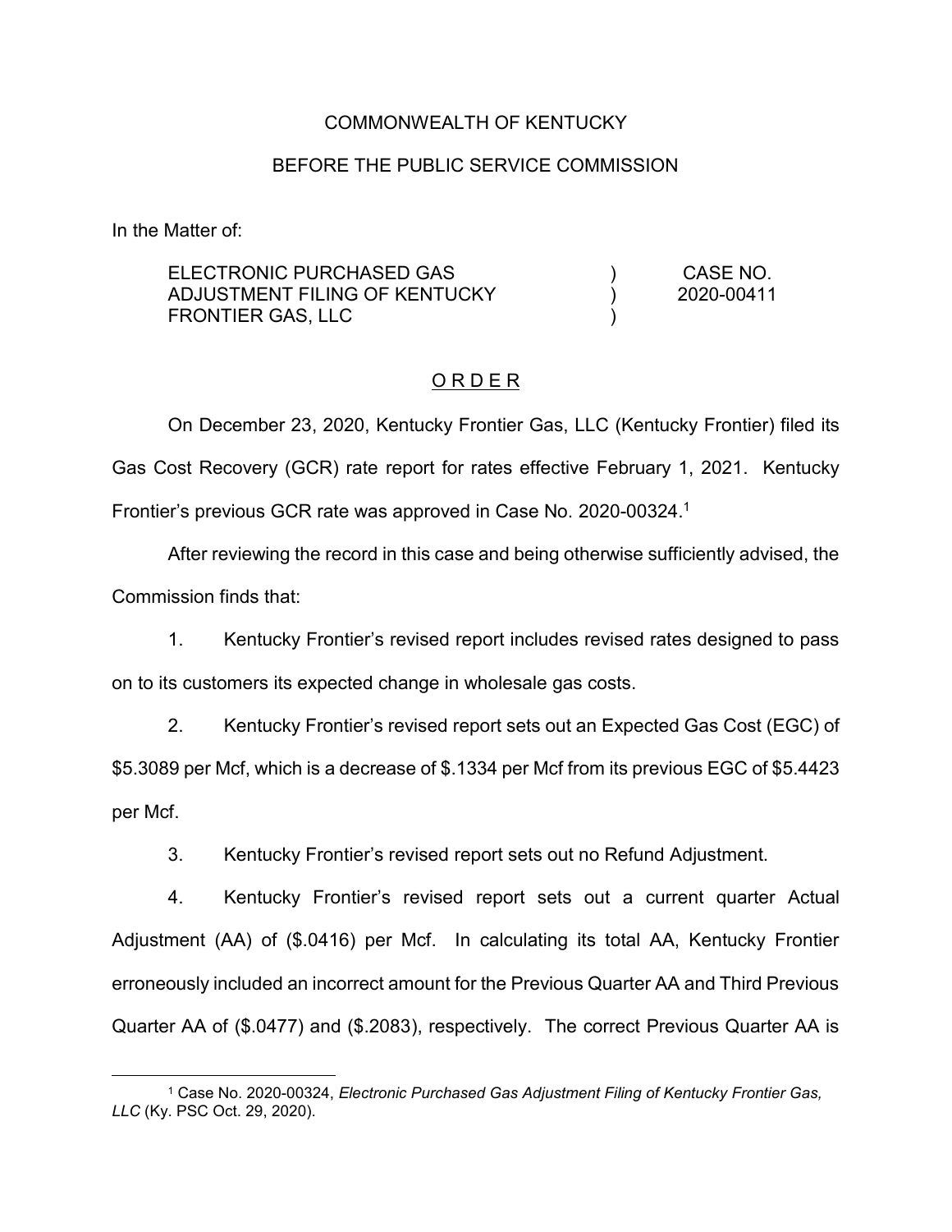COMMONWEALTH OF KENTUCKY

BEFORE THE PUBLIC SERVICE COMMISSION

In the Matter of:

| | | |
|---|---|---|
| ELECTRONIC PURCHASED GAS ADJUSTMENT FILING OF KENTUCKY FRONTIER GAS, LLC | ) ) ) | CASE NO. 2020-00411 |

## O R D E R

On December 23, 2020, Kentucky Frontier Gas, LLC (Kentucky Frontier) filed its Gas Cost Recovery (GCR) rate report for rates effective February 1, 2021. Kentucky Frontier's previous GCR rate was approved in Case No. 2020-00324.[1]

After reviewing the record in this case and being otherwise sufficiently advised, the Commission finds that:

1. Kentucky Frontier's revised report includes revised rates designed to pass on to its customers its expected change in wholesale gas costs.

2. Kentucky Frontier's revised report sets out an Expected Gas Cost (EGC) of $5.3089 per Mcf, which is a decrease of $.1334 per Mcf from its previous EGC of $5.4423 per Mcf.

3. Kentucky Frontier's revised report sets out no Refund Adjustment.

4. Kentucky Frontier's revised report sets out a current quarter Actual Adjustment (AA) of ($.0416) per Mcf. In calculating its total AA, Kentucky Frontier erroneously included an incorrect amount for the Previous Quarter AA and Third Previous Quarter AA of ($.0477) and ($.2083), respectively. The correct Previous Quarter AA is

[1] Case No. 2020-00324, *Electronic Purchased Gas Adjustment Filing of Kentucky Frontier Gas, LLC* (Ky. PSC Oct. 29, 2020).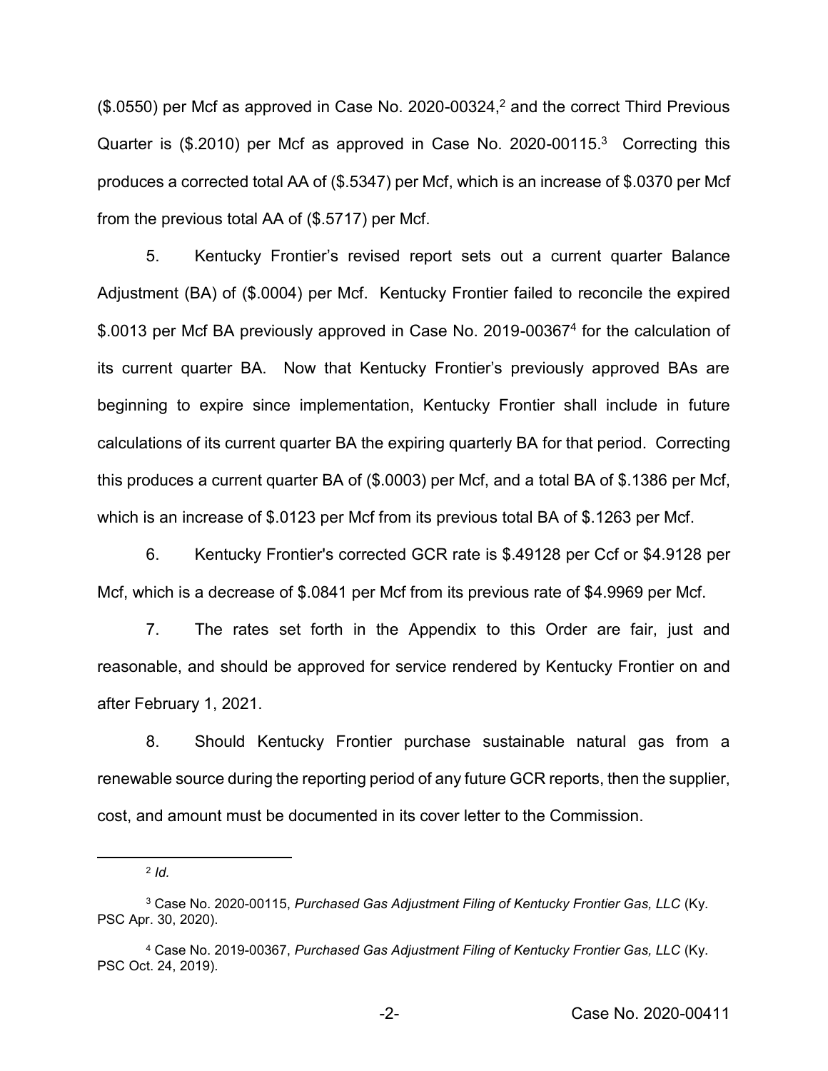($.0550) per Mcf as approved in Case No. 2020-00324,[2] and the correct Third Previous Quarter is ($.2010) per Mcf as approved in Case No. 2020-00115.[3] Correcting this produces a corrected total AA of ($.5347) per Mcf, which is an increase of $.0370 per Mcf from the previous total AA of ($.5717) per Mcf.

5. Kentucky Frontier's revised report sets out a current quarter Balance Adjustment (BA) of ($.0004) per Mcf. Kentucky Frontier failed to reconcile the expired $.0013 per Mcf BA previously approved in Case No. 2019-00367[4] for the calculation of its current quarter BA. Now that Kentucky Frontier's previously approved BAs are beginning to expire since implementation, Kentucky Frontier shall include in future calculations of its current quarter BA the expiring quarterly BA for that period. Correcting this produces a current quarter BA of ($.0003) per Mcf, and a total BA of $.1386 per Mcf, which is an increase of $.0123 per Mcf from its previous total BA of $.1263 per Mcf.

6. Kentucky Frontier's corrected GCR rate is $.49128 per Ccf or $4.9128 per Mcf, which is a decrease of $.0841 per Mcf from its previous rate of $4.9969 per Mcf.

7. The rates set forth in the Appendix to this Order are fair, just and reasonable, and should be approved for service rendered by Kentucky Frontier on and after February 1, 2021.

8. Should Kentucky Frontier purchase sustainable natural gas from a renewable source during the reporting period of any future GCR reports, then the supplier, cost, and amount must be documented in its cover letter to the Commission.

---

[2] *Id.*

[3] Case No. 2020-00115, *Purchased Gas Adjustment Filing of Kentucky Frontier Gas, LLC* (Ky. PSC Apr. 30, 2020).

[4] Case No. 2019-00367, *Purchased Gas Adjustment Filing of Kentucky Frontier Gas, LLC* (Ky. PSC Oct. 24, 2019).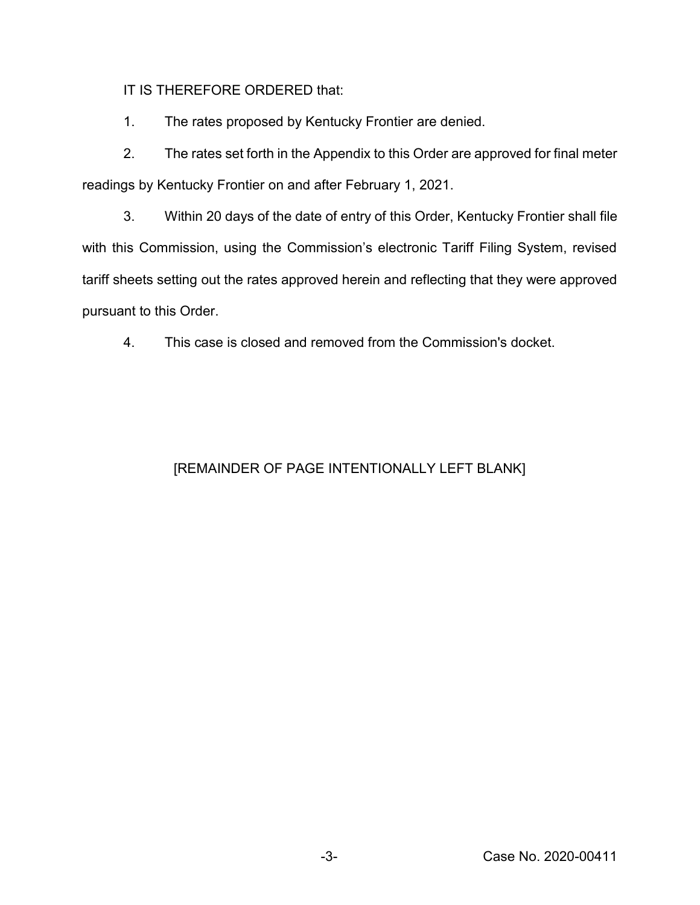IT IS THEREFORE ORDERED that:

1. The rates proposed by Kentucky Frontier are denied.

2. The rates set forth in the Appendix to this Order are approved for final meter readings by Kentucky Frontier on and after February 1, 2021.

3. Within 20 days of the date of entry of this Order, Kentucky Frontier shall file with this Commission, using the Commission's electronic Tariff Filing System, revised tariff sheets setting out the rates approved herein and reflecting that they were approved pursuant to this Order.

4. This case is closed and removed from the Commission's docket.

[REMAINDER OF PAGE INTENTIONALLY LEFT BLANK]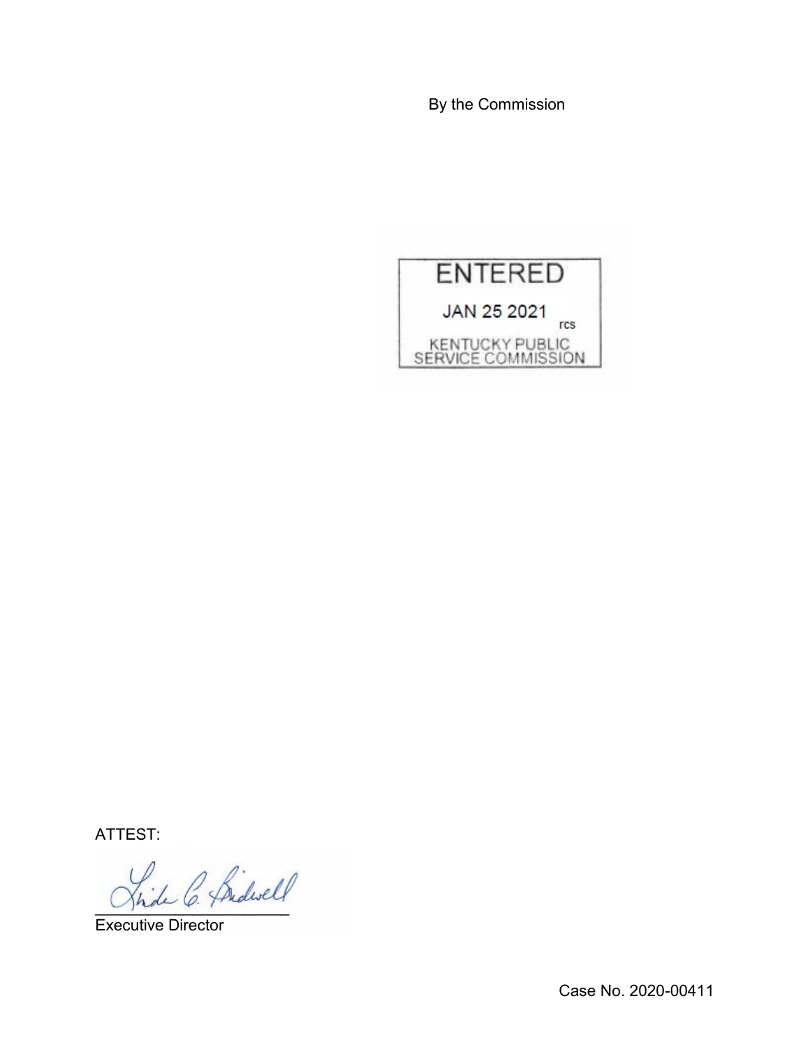By the Commission

ENTERED

JAN 25 2021

rcs

KENTUCKY PUBLIC SERVICE COMMISSION

ATTEST:

Executive Director

Case No. 2020-00411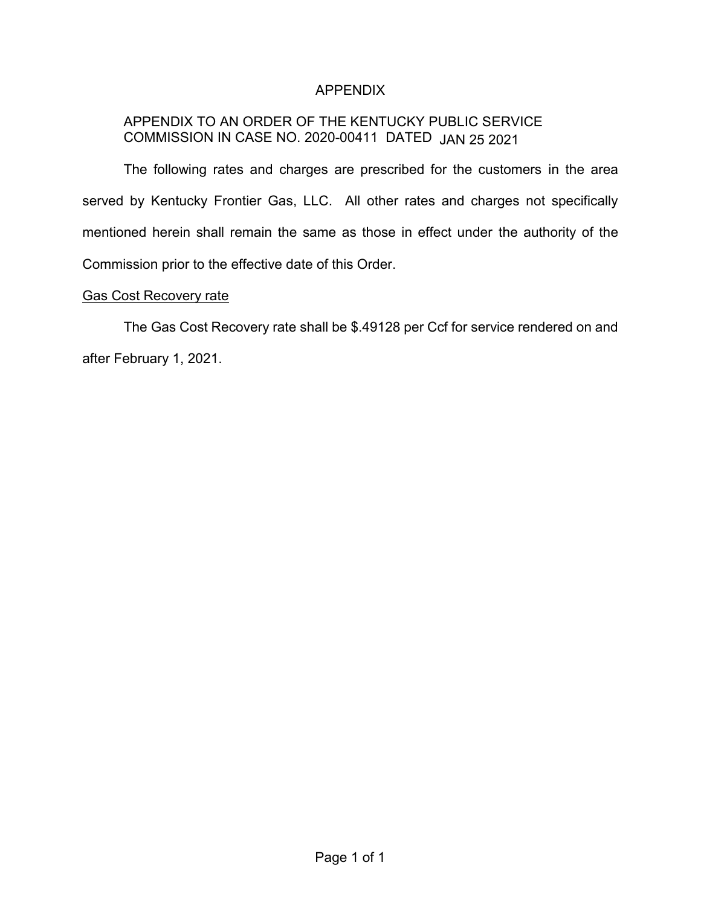# APPENDIX

APPENDIX TO AN ORDER OF THE KENTUCKY PUBLIC SERVICE COMMISSION IN CASE NO. 2020-00411 DATED JAN 25 2021

The following rates and charges are prescribed for the customers in the area served by Kentucky Frontier Gas, LLC. All other rates and charges not specifically mentioned herein shall remain the same as those in effect under the authority of the Commission prior to the effective date of this Order.

Gas Cost Recovery rate

The Gas Cost Recovery rate shall be $.49128 per Ccf for service rendered on and after February 1, 2021.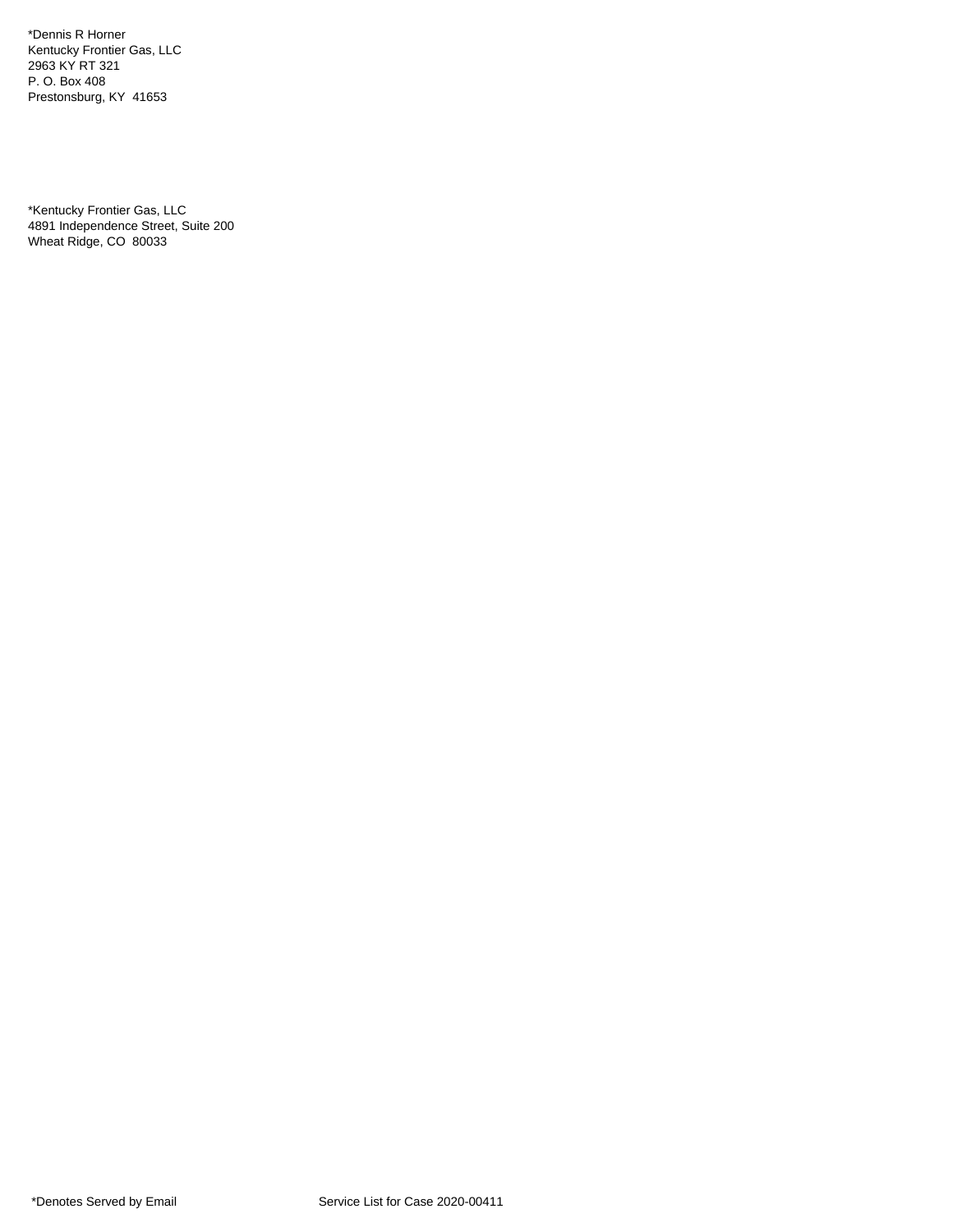*Dennis R Horner
Kentucky Frontier Gas, LLC
2963 KY RT 321
P. O. Box 408
Prestonsburg, KY  41653

*Kentucky Frontier Gas, LLC
4891 Independence Street, Suite 200
Wheat Ridge, CO  80033

*Denotes Served by Email

Service List for Case 2020-00411